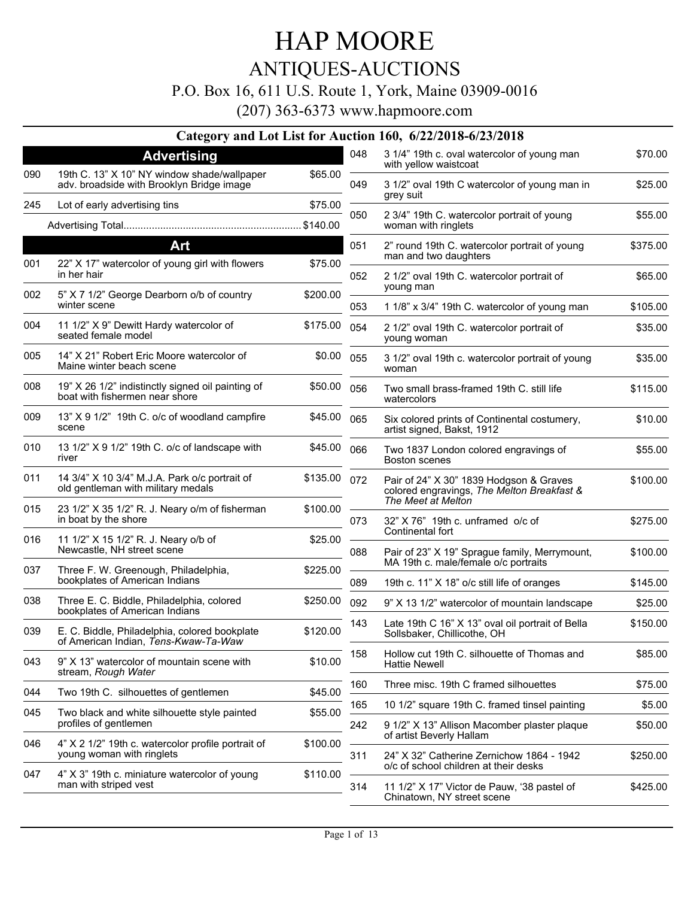# HAP MOORE

## ANTIQUES-AUCTIONS

P.O. Box 16, 611 U.S. Route 1, York, Maine 03909-0016

(207) 363-6373 www.hapmoore.com

### Category and Lot List for Auction 160, 6/22/2018-6/23/2018

## Advertising

| Lot | Description | Price |
|---|---|---|
| 090 | 19th C. 13" X 10" NY window shade/wallpaper adv. broadside with Brooklyn Bridge image | $65.00 |
| 245 | Lot of early advertising tins | $75.00 |
| | Advertising Total | $140.00 |

## Art

| Lot | Description | Price |
|---|---|---|
| 001 | 22" X 17" watercolor of young girl with flowers in her hair | $75.00 |
| 002 | 5" X 7 1/2" George Dearborn o/b of country winter scene | $200.00 |
| 004 | 11 1/2" X 9" Dewitt Hardy watercolor of seated female model | $175.00 |
| 005 | 14" X 21" Robert Eric Moore watercolor of Maine winter beach scene | $0.00 |
| 008 | 19" X 26 1/2" indistinctly signed oil painting of boat with fishermen near shore | $50.00 |
| 009 | 13" X 9 1/2" 19th C. o/c of woodland campfire scene | $45.00 |
| 010 | 13 1/2" X 9 1/2" 19th C. o/c of landscape with river | $45.00 |
| 011 | 14 3/4" X 10 3/4" M.J.A. Park o/c portrait of old gentleman with military medals | $135.00 |
| 015 | 23 1/2" X 35 1/2" R. J. Neary o/m of fisherman in boat by the shore | $100.00 |
| 016 | 11 1/2" X 15 1/2" R. J. Neary o/b of Newcastle, NH street scene | $25.00 |
| 037 | Three F. W. Greenough, Philadelphia, bookplates of American Indians | $225.00 |
| 038 | Three E. C. Biddle, Philadelphia, colored bookplates of American Indians | $250.00 |
| 039 | E. C. Biddle, Philadelphia, colored bookplate of American Indian, *Tens-Kwaw-Ta-Waw* | $120.00 |
| 043 | 9" X 13" watercolor of mountain scene with stream, *Rough Water* | $10.00 |
| 044 | Two 19th C. silhouettes of gentlemen | $45.00 |
| 045 | Two black and white silhouette style painted profiles of gentlemen | $55.00 |
| 046 | 4" X 2 1/2" 19th c. watercolor profile portrait of young woman with ringlets | $100.00 |
| 047 | 4" X 3" 19th c. miniature watercolor of young man with striped vest | $110.00 |
| 048 | 3 1/4" 19th c. oval watercolor of young man with yellow waistcoat | $70.00 |
| 049 | 3 1/2" oval 19th C watercolor of young man in grey suit | $25.00 |
| 050 | 2 3/4" 19th C. watercolor portrait of young woman with ringlets | $55.00 |
| 051 | 2" round 19th C. watercolor portrait of young man and two daughters | $375.00 |
| 052 | 2 1/2" oval 19th C. watercolor portrait of young man | $65.00 |
| 053 | 1 1/8" x 3/4" 19th C. watercolor of young man | $105.00 |
| 054 | 2 1/2" oval 19th C. watercolor portrait of young woman | $35.00 |
| 055 | 3 1/2" oval 19th c. watercolor portrait of young woman | $35.00 |
| 056 | Two small brass-framed 19th C. still life watercolors | $115.00 |
| 065 | Six colored prints of Continental costumery, artist signed, Bakst, 1912 | $10.00 |
| 066 | Two 1837 London colored engravings of Boston scenes | $55.00 |
| 072 | Pair of 24" X 30" 1839 Hodgson & Graves colored engravings, *The Melton Breakfast & The Meet at Melton* | $100.00 |
| 073 | 32" X 76" 19th c. unframed o/c of Continental fort | $275.00 |
| 088 | Pair of 23" X 19" Sprague family, Merrymount, MA 19th c. male/female o/c portraits | $100.00 |
| 089 | 19th c. 11" X 18" o/c still life of oranges | $145.00 |
| 092 | 9" X 13 1/2" watercolor of mountain landscape | $25.00 |
| 143 | Late 19th C 16" X 13" oval oil portrait of Bella Sollsbaker, Chillicothe, OH | $150.00 |
| 158 | Hollow cut 19th C. silhouette of Thomas and Hattie Newell | $85.00 |
| 160 | Three misc. 19th C framed silhouettes | $75.00 |
| 165 | 10 1/2" square 19th C. framed tinsel painting | $5.00 |
| 242 | 9 1/2" X 13" Allison Macomber plaster plaque of artist Beverly Hallam | $50.00 |
| 311 | 24" X 32" Catherine Zernichow 1864 - 1942 o/c of school children at their desks | $250.00 |
| 314 | 11 1/2" X 17" Victor de Pauw, '38 pastel of Chinatown, NY street scene | $425.00 |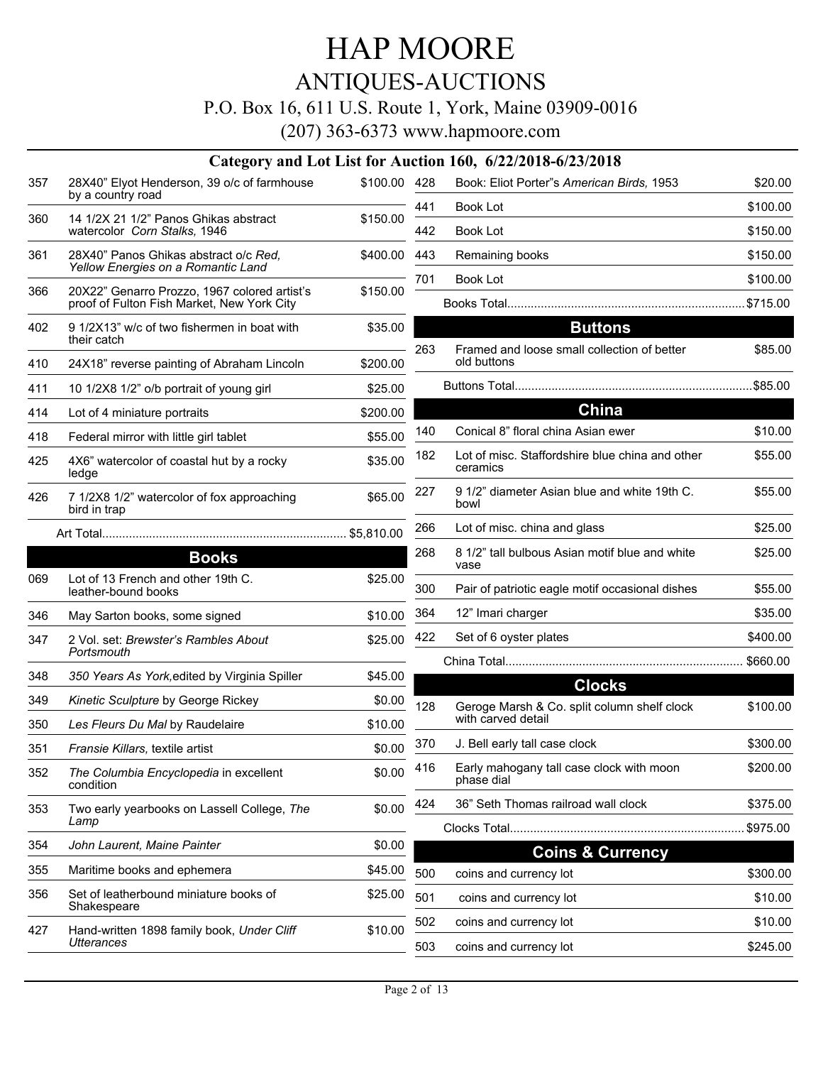# HAP MOORE

## ANTIQUES-AUCTIONS

P.O. Box 16, 611 U.S. Route 1, York, Maine 03909-0016

(207) 363-6373 www.hapmoore.com

### Category and Lot List for Auction 160, 6/22/2018-6/23/2018

| Lot | Description | Price |
|---|---|---|
| 357 | 28X40" Elyot Henderson, 39 o/c of farmhouse by a country road | $100.00 |
| 360 | 14 1/2X 21 1/2" Panos Ghikas abstract watercolor *Corn Stalks,* 1946 | $150.00 |
| 361 | 28X40" Panos Ghikas abstract o/c *Red, Yellow Energies on a Romantic Land* | $400.00 |
| 366 | 20X22" Genarro Prozzo, 1967 colored artist's proof of Fulton Fish Market, New York City | $150.00 |
| 402 | 9 1/2X13" w/c of two fishermen in boat with their catch | $35.00 |
| 410 | 24X18" reverse painting of Abraham Lincoln | $200.00 |
| 411 | 10 1/2X8 1/2" o/b portrait of young girl | $25.00 |
| 414 | Lot of 4 miniature portraits | $200.00 |
| 418 | Federal mirror with little girl tablet | $55.00 |
| 425 | 4X6" watercolor of coastal hut by a rocky ledge | $35.00 |
| 426 | 7 1/2X8 1/2" watercolor of fox approaching bird in trap | $65.00 |
| | Art Total | $5,810.00 |

## Books

| Lot | Description | Price |
|---|---|---|
| 069 | Lot of 13 French and other 19th C. leather-bound books | $25.00 |
| 346 | May Sarton books, some signed | $10.00 |
| 347 | 2 Vol. set: *Brewster's Rambles About Portsmouth* | $25.00 |
| 348 | *350 Years As York,* edited by Virginia Spiller | $45.00 |
| 349 | *Kinetic Sculpture* by George Rickey | $0.00 |
| 350 | *Les Fleurs Du Mal* by Raudelaire | $10.00 |
| 351 | *Fransie Killars,* textile artist | $0.00 |
| 352 | *The Columbia Encyclopedia* in excellent condition | $0.00 |
| 353 | Two early yearbooks on Lassell College, *The Lamp* | $0.00 |
| 354 | *John Laurent, Maine Painter* | $0.00 |
| 355 | Maritime books and ephemera | $45.00 |
| 356 | Set of leatherbound miniature books of Shakespeare | $25.00 |
| 427 | Hand-written 1898 family book, *Under Cliff Utterances* | $10.00 |
| 428 | Book: Eliot Porter"s *American Birds,* 1953 | $20.00 |
| 441 | Book Lot | $100.00 |
| 442 | Book Lot | $150.00 |
| 443 | Remaining books | $150.00 |
| 701 | Book Lot | $100.00 |
| | Books Total | $715.00 |

## Buttons

| Lot | Description | Price |
|---|---|---|
| 263 | Framed and loose small collection of better old buttons | $85.00 |
| | Buttons Total | $85.00 |

## China

| Lot | Description | Price |
|---|---|---|
| 140 | Conical 8" floral china Asian ewer | $10.00 |
| 182 | Lot of misc. Staffordshire blue china and other ceramics | $55.00 |
| 227 | 9 1/2" diameter Asian blue and white 19th C. bowl | $55.00 |
| 266 | Lot of misc. china and glass | $25.00 |
| 268 | 8 1/2" tall bulbous Asian motif blue and white vase | $25.00 |
| 300 | Pair of patriotic eagle motif occasional dishes | $55.00 |
| 364 | 12" Imari charger | $35.00 |
| 422 | Set of 6 oyster plates | $400.00 |
| | China Total | $660.00 |

## Clocks

| Lot | Description | Price |
|---|---|---|
| 128 | Geroge Marsh & Co. split column shelf clock with carved detail | $100.00 |
| 370 | J. Bell early tall case clock | $300.00 |
| 416 | Early mahogany tall case clock with moon phase dial | $200.00 |
| 424 | 36" Seth Thomas railroad wall clock | $375.00 |
| | Clocks Total | $975.00 |

## Coins & Currency

| Lot | Description | Price |
|---|---|---|
| 500 | coins and currency lot | $300.00 |
| 501 | coins and currency lot | $10.00 |
| 502 | coins and currency lot | $10.00 |
| 503 | coins and currency lot | $245.00 |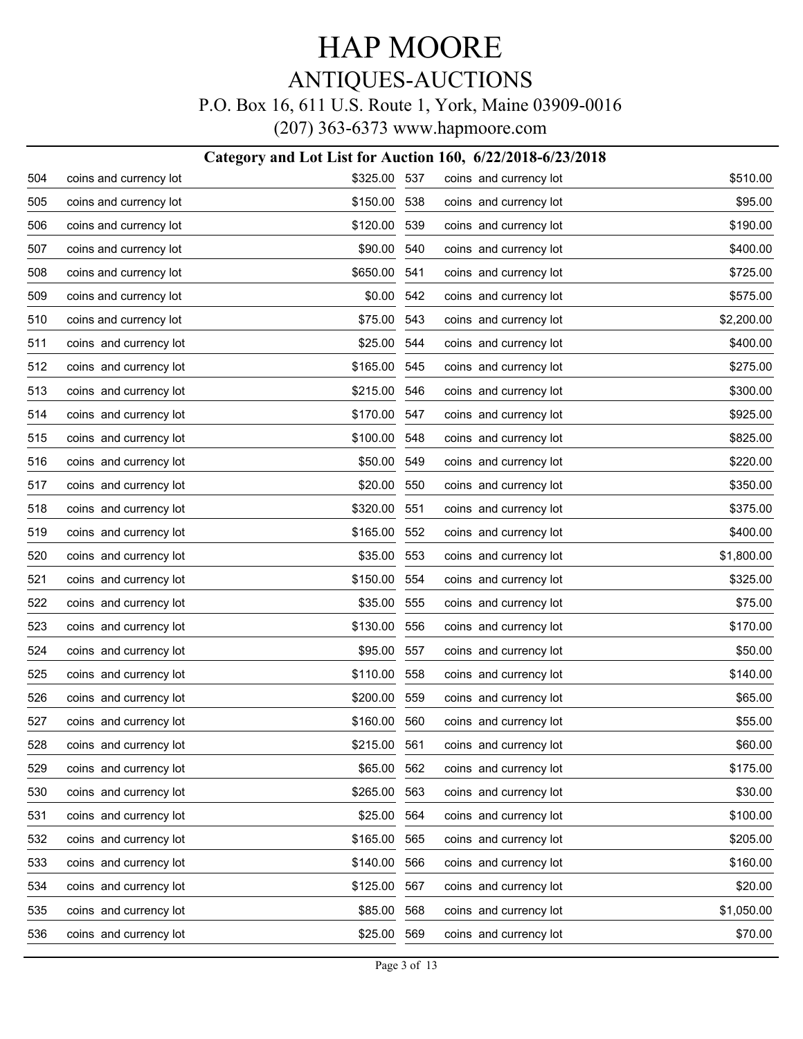# HAP MOORE

## ANTIQUES-AUCTIONS

P.O. Box 16, 611 U.S. Route 1, York, Maine 03909-0016

(207) 363-6373 www.hapmoore.com

### Category and Lot List for Auction 160, 6/22/2018-6/23/2018

| Lot | Category | Price |
|---|---|---|
| 504 | coins and currency lot | $325.00 |
| 505 | coins and currency lot | $150.00 |
| 506 | coins and currency lot | $120.00 |
| 507 | coins and currency lot | $90.00 |
| 508 | coins and currency lot | $650.00 |
| 509 | coins and currency lot | $0.00 |
| 510 | coins and currency lot | $75.00 |
| 511 | coins and currency lot | $25.00 |
| 512 | coins and currency lot | $165.00 |
| 513 | coins and currency lot | $215.00 |
| 514 | coins and currency lot | $170.00 |
| 515 | coins and currency lot | $100.00 |
| 516 | coins and currency lot | $50.00 |
| 517 | coins and currency lot | $20.00 |
| 518 | coins and currency lot | $320.00 |
| 519 | coins and currency lot | $165.00 |
| 520 | coins and currency lot | $35.00 |
| 521 | coins and currency lot | $150.00 |
| 522 | coins and currency lot | $35.00 |
| 523 | coins and currency lot | $130.00 |
| 524 | coins and currency lot | $95.00 |
| 525 | coins and currency lot | $110.00 |
| 526 | coins and currency lot | $200.00 |
| 527 | coins and currency lot | $160.00 |
| 528 | coins and currency lot | $215.00 |
| 529 | coins and currency lot | $65.00 |
| 530 | coins and currency lot | $265.00 |
| 531 | coins and currency lot | $25.00 |
| 532 | coins and currency lot | $165.00 |
| 533 | coins and currency lot | $140.00 |
| 534 | coins and currency lot | $125.00 |
| 535 | coins and currency lot | $85.00 |
| 536 | coins and currency lot | $25.00 |
| 537 | coins and currency lot | $510.00 |
| 538 | coins and currency lot | $95.00 |
| 539 | coins and currency lot | $190.00 |
| 540 | coins and currency lot | $400.00 |
| 541 | coins and currency lot | $725.00 |
| 542 | coins and currency lot | $575.00 |
| 543 | coins and currency lot | $2,200.00 |
| 544 | coins and currency lot | $400.00 |
| 545 | coins and currency lot | $275.00 |
| 546 | coins and currency lot | $300.00 |
| 547 | coins and currency lot | $925.00 |
| 548 | coins and currency lot | $825.00 |
| 549 | coins and currency lot | $220.00 |
| 550 | coins and currency lot | $350.00 |
| 551 | coins and currency lot | $375.00 |
| 552 | coins and currency lot | $400.00 |
| 553 | coins and currency lot | $1,800.00 |
| 554 | coins and currency lot | $325.00 |
| 555 | coins and currency lot | $75.00 |
| 556 | coins and currency lot | $170.00 |
| 557 | coins and currency lot | $50.00 |
| 558 | coins and currency lot | $140.00 |
| 559 | coins and currency lot | $65.00 |
| 560 | coins and currency lot | $55.00 |
| 561 | coins and currency lot | $60.00 |
| 562 | coins and currency lot | $175.00 |
| 563 | coins and currency lot | $30.00 |
| 564 | coins and currency lot | $100.00 |
| 565 | coins and currency lot | $205.00 |
| 566 | coins and currency lot | $160.00 |
| 567 | coins and currency lot | $20.00 |
| 568 | coins and currency lot | $1,050.00 |
| 569 | coins and currency lot | $70.00 |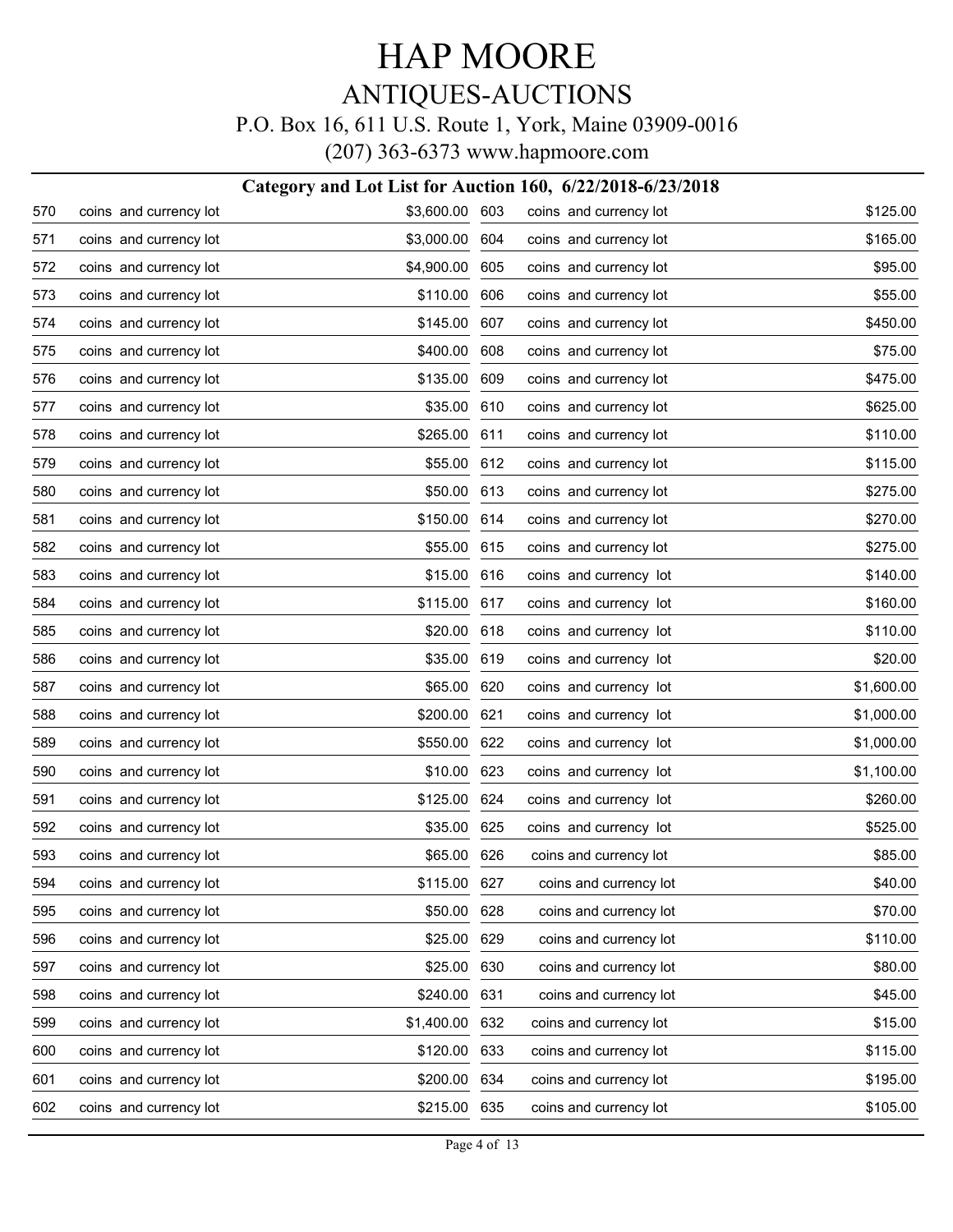# HAP MOORE

## ANTIQUES-AUCTIONS

P.O. Box 16, 611 U.S. Route 1, York, Maine 03909-0016

(207) 363-6373 www.hapmoore.com

### Category and Lot List for Auction 160, 6/22/2018-6/23/2018

| Lot | Description | Price |
|---|---|---|
| 570 | coins and currency lot | $3,600.00 |
| 571 | coins and currency lot | $3,000.00 |
| 572 | coins and currency lot | $4,900.00 |
| 573 | coins and currency lot | $110.00 |
| 574 | coins and currency lot | $145.00 |
| 575 | coins and currency lot | $400.00 |
| 576 | coins and currency lot | $135.00 |
| 577 | coins and currency lot | $35.00 |
| 578 | coins and currency lot | $265.00 |
| 579 | coins and currency lot | $55.00 |
| 580 | coins and currency lot | $50.00 |
| 581 | coins and currency lot | $150.00 |
| 582 | coins and currency lot | $55.00 |
| 583 | coins and currency lot | $15.00 |
| 584 | coins and currency lot | $115.00 |
| 585 | coins and currency lot | $20.00 |
| 586 | coins and currency lot | $35.00 |
| 587 | coins and currency lot | $65.00 |
| 588 | coins and currency lot | $200.00 |
| 589 | coins and currency lot | $550.00 |
| 590 | coins and currency lot | $10.00 |
| 591 | coins and currency lot | $125.00 |
| 592 | coins and currency lot | $35.00 |
| 593 | coins and currency lot | $65.00 |
| 594 | coins and currency lot | $115.00 |
| 595 | coins and currency lot | $50.00 |
| 596 | coins and currency lot | $25.00 |
| 597 | coins and currency lot | $25.00 |
| 598 | coins and currency lot | $240.00 |
| 599 | coins and currency lot | $1,400.00 |
| 600 | coins and currency lot | $120.00 |
| 601 | coins and currency lot | $200.00 |
| 602 | coins and currency lot | $215.00 |
| 603 | coins and currency lot | $125.00 |
| 604 | coins and currency lot | $165.00 |
| 605 | coins and currency lot | $95.00 |
| 606 | coins and currency lot | $55.00 |
| 607 | coins and currency lot | $450.00 |
| 608 | coins and currency lot | $75.00 |
| 609 | coins and currency lot | $475.00 |
| 610 | coins and currency lot | $625.00 |
| 611 | coins and currency lot | $110.00 |
| 612 | coins and currency lot | $115.00 |
| 613 | coins and currency lot | $275.00 |
| 614 | coins and currency lot | $270.00 |
| 615 | coins and currency lot | $275.00 |
| 616 | coins and currency lot | $140.00 |
| 617 | coins and currency lot | $160.00 |
| 618 | coins and currency lot | $110.00 |
| 619 | coins and currency lot | $20.00 |
| 620 | coins and currency lot | $1,600.00 |
| 621 | coins and currency lot | $1,000.00 |
| 622 | coins and currency lot | $1,000.00 |
| 623 | coins and currency lot | $1,100.00 |
| 624 | coins and currency lot | $260.00 |
| 625 | coins and currency lot | $525.00 |
| 626 | coins and currency lot | $85.00 |
| 627 | coins and currency lot | $40.00 |
| 628 | coins and currency lot | $70.00 |
| 629 | coins and currency lot | $110.00 |
| 630 | coins and currency lot | $80.00 |
| 631 | coins and currency lot | $45.00 |
| 632 | coins and currency lot | $15.00 |
| 633 | coins and currency lot | $115.00 |
| 634 | coins and currency lot | $195.00 |
| 635 | coins and currency lot | $105.00 |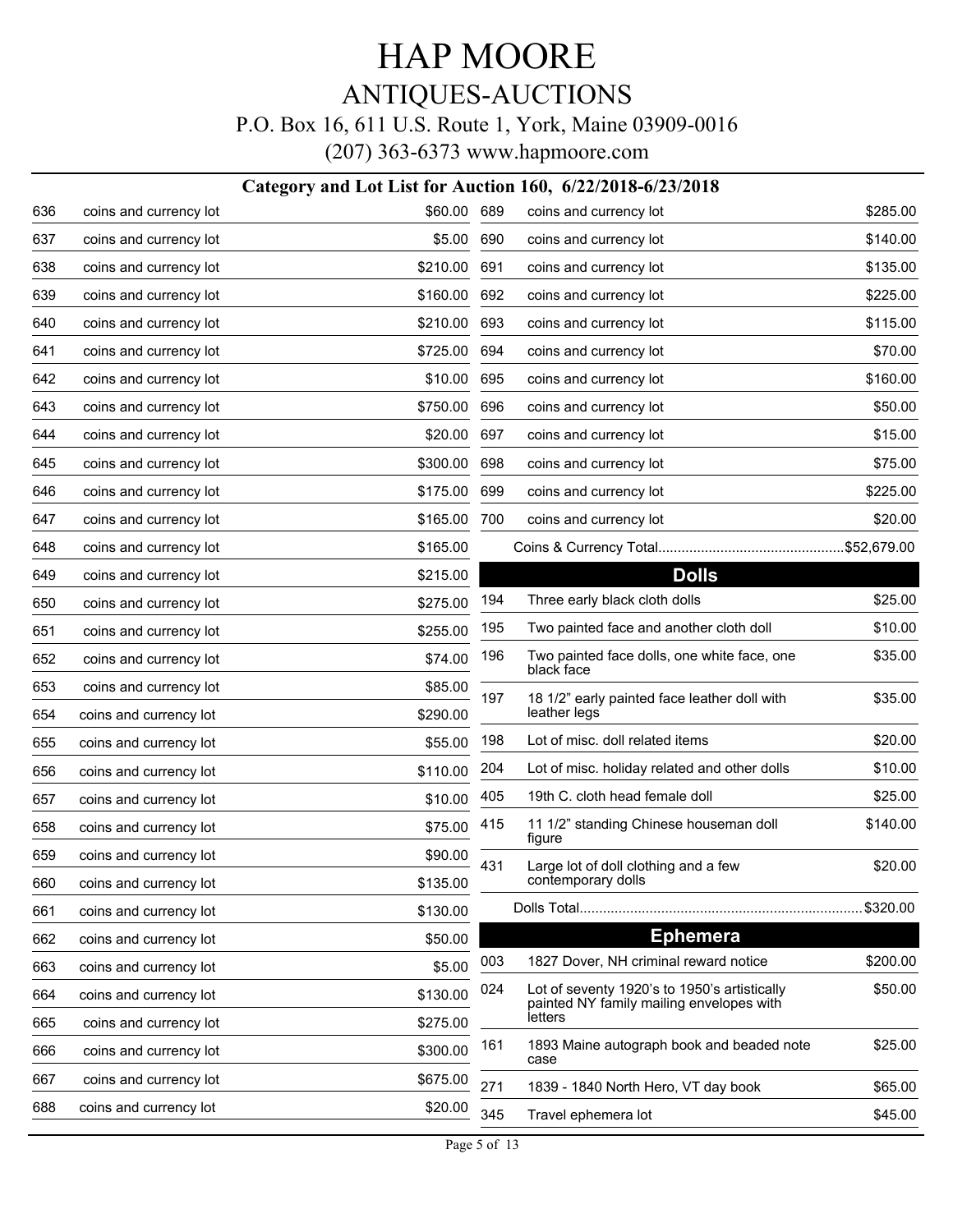# HAP MOORE

## ANTIQUES-AUCTIONS

P.O. Box 16, 611 U.S. Route 1, York, Maine 03909-0016

(207) 363-6373 www.hapmoore.com

### Category and Lot List for Auction 160, 6/22/2018-6/23/2018

| Lot | Description | Price |
|---|---|---|
| 636 | coins and currency lot | $60.00 |
| 637 | coins and currency lot | $5.00 |
| 638 | coins and currency lot | $210.00 |
| 639 | coins and currency lot | $160.00 |
| 640 | coins and currency lot | $210.00 |
| 641 | coins and currency lot | $725.00 |
| 642 | coins and currency lot | $10.00 |
| 643 | coins and currency lot | $750.00 |
| 644 | coins and currency lot | $20.00 |
| 645 | coins and currency lot | $300.00 |
| 646 | coins and currency lot | $175.00 |
| 647 | coins and currency lot | $165.00 |
| 648 | coins and currency lot | $165.00 |
| 649 | coins and currency lot | $215.00 |
| 650 | coins and currency lot | $275.00 |
| 651 | coins and currency lot | $255.00 |
| 652 | coins and currency lot | $74.00 |
| 653 | coins and currency lot | $85.00 |
| 654 | coins and currency lot | $290.00 |
| 655 | coins and currency lot | $55.00 |
| 656 | coins and currency lot | $110.00 |
| 657 | coins and currency lot | $10.00 |
| 658 | coins and currency lot | $75.00 |
| 659 | coins and currency lot | $90.00 |
| 660 | coins and currency lot | $135.00 |
| 661 | coins and currency lot | $130.00 |
| 662 | coins and currency lot | $50.00 |
| 663 | coins and currency lot | $5.00 |
| 664 | coins and currency lot | $130.00 |
| 665 | coins and currency lot | $275.00 |
| 666 | coins and currency lot | $300.00 |
| 667 | coins and currency lot | $675.00 |
| 688 | coins and currency lot | $20.00 |
| 689 | coins and currency lot | $285.00 |
| 690 | coins and currency lot | $140.00 |
| 691 | coins and currency lot | $135.00 |
| 692 | coins and currency lot | $225.00 |
| 693 | coins and currency lot | $115.00 |
| 694 | coins and currency lot | $70.00 |
| 695 | coins and currency lot | $160.00 |
| 696 | coins and currency lot | $50.00 |
| 697 | coins and currency lot | $15.00 |
| 698 | coins and currency lot | $75.00 |
| 699 | coins and currency lot | $225.00 |
| 700 | coins and currency lot | $20.00 |

Coins & Currency Total................................................$52,679.00

## Dolls

| Lot | Description | Price |
|---|---|---|
| 194 | Three early black cloth dolls | $25.00 |
| 195 | Two painted face and another cloth doll | $10.00 |
| 196 | Two painted face dolls, one white face, one black face | $35.00 |
| 197 | 18 1/2" early painted face leather doll with leather legs | $35.00 |
| 198 | Lot of misc. doll related items | $20.00 |
| 204 | Lot of misc. holiday related and other dolls | $10.00 |
| 405 | 19th C. cloth head female doll | $25.00 |
| 415 | 11 1/2" standing Chinese houseman doll figure | $140.00 |
| 431 | Large lot of doll clothing and a few contemporary dolls | $20.00 |

Dolls Total........................................................................$320.00

## Ephemera

| Lot | Description | Price |
|---|---|---|
| 003 | 1827 Dover, NH criminal reward notice | $200.00 |
| 024 | Lot of seventy 1920's to 1950's artistically painted NY family mailing envelopes with letters | $50.00 |
| 161 | 1893 Maine autograph book and beaded note case | $25.00 |
| 271 | 1839 - 1840 North Hero, VT day book | $65.00 |
| 345 | Travel ephemera lot | $45.00 |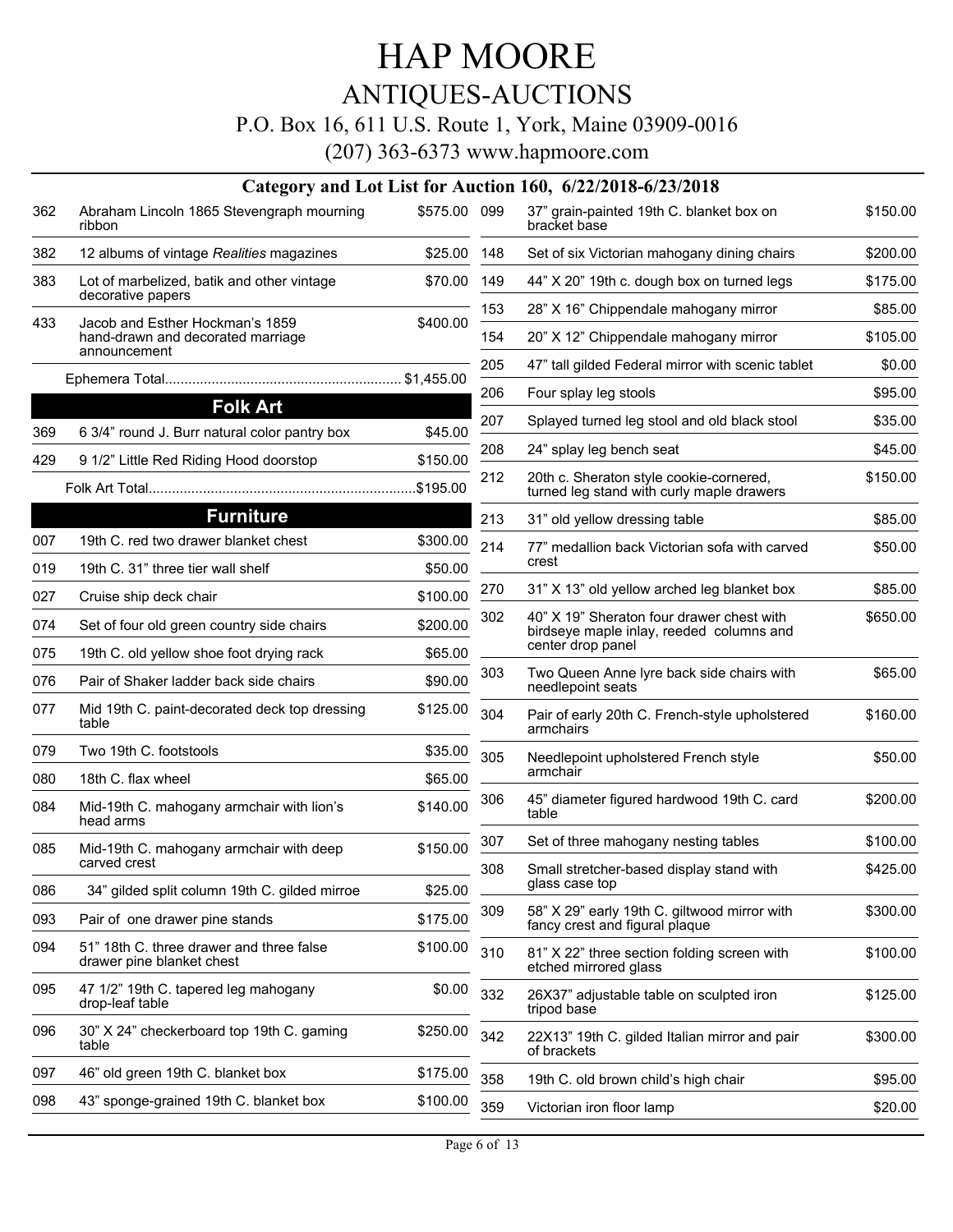# HAP MOORE

## ANTIQUES-AUCTIONS

P.O. Box 16, 611 U.S. Route 1, York, Maine 03909-0016

(207) 363-6373 www.hapmoore.com

### Category and Lot List for Auction 160, 6/22/2018-6/23/2018

| Lot | Description | Price |
|---|---|---|
| 362 | Abraham Lincoln 1865 Stevengraph mourning ribbon | $575.00 |
| 382 | 12 albums of vintage *Realities* magazines | $25.00 |
| 383 | Lot of marbelized, batik and other vintage decorative papers | $70.00 |
| 433 | Jacob and Esther Hockman's 1859 hand-drawn and decorated marriage announcement | $400.00 |
| | Ephemera Total | $1,455.00 |

### Folk Art

| Lot | Description | Price |
|---|---|---|
| 369 | 6 3/4" round J. Burr natural color pantry box | $45.00 |
| 429 | 9 1/2" Little Red Riding Hood doorstop | $150.00 |
| | Folk Art Total | $195.00 |

### Furniture

| Lot | Description | Price |
|---|---|---|
| 007 | 19th C. red two drawer blanket chest | $300.00 |
| 019 | 19th C. 31" three tier wall shelf | $50.00 |
| 027 | Cruise ship deck chair | $100.00 |
| 074 | Set of four old green country side chairs | $200.00 |
| 075 | 19th C. old yellow shoe foot drying rack | $65.00 |
| 076 | Pair of Shaker ladder back side chairs | $90.00 |
| 077 | Mid 19th C. paint-decorated deck top dressing table | $125.00 |
| 079 | Two 19th C. footstools | $35.00 |
| 080 | 18th C. flax wheel | $65.00 |
| 084 | Mid-19th C. mahogany armchair with lion's head arms | $140.00 |
| 085 | Mid-19th C. mahogany armchair with deep carved crest | $150.00 |
| 086 | 34" gilded split column 19th C. gilded mirroe | $25.00 |
| 093 | Pair of one drawer pine stands | $175.00 |
| 094 | 51" 18th C. three drawer and three false drawer pine blanket chest | $100.00 |
| 095 | 47 1/2" 19th C. tapered leg mahogany drop-leaf table | $0.00 |
| 096 | 30" X 24" checkerboard top 19th C. gaming table | $250.00 |
| 097 | 46" old green 19th C. blanket box | $175.00 |
| 098 | 43" sponge-grained 19th C. blanket box | $100.00 |
| 099 | 37" grain-painted 19th C. blanket box on bracket base | $150.00 |
| 148 | Set of six Victorian mahogany dining chairs | $200.00 |
| 149 | 44" X 20" 19th c. dough box on turned legs | $175.00 |
| 153 | 28" X 16" Chippendale mahogany mirror | $85.00 |
| 154 | 20" X 12" Chippendale mahogany mirror | $105.00 |
| 205 | 47" tall gilded Federal mirror with scenic tablet | $0.00 |
| 206 | Four splay leg stools | $95.00 |
| 207 | Splayed turned leg stool and old black stool | $35.00 |
| 208 | 24" splay leg bench seat | $45.00 |
| 212 | 20th c. Sheraton style cookie-cornered, turned leg stand with curly maple drawers | $150.00 |
| 213 | 31" old yellow dressing table | $85.00 |
| 214 | 77" medallion back Victorian sofa with carved crest | $50.00 |
| 270 | 31" X 13" old yellow arched leg blanket box | $85.00 |
| 302 | 40" X 19" Sheraton four drawer chest with birdseye maple inlay, reeded columns and center drop panel | $650.00 |
| 303 | Two Queen Anne lyre back side chairs with needlepoint seats | $65.00 |
| 304 | Pair of early 20th C. French-style upholstered armchairs | $160.00 |
| 305 | Needlepoint upholstered French style armchair | $50.00 |
| 306 | 45" diameter figured hardwood 19th C. card table | $200.00 |
| 307 | Set of three mahogany nesting tables | $100.00 |
| 308 | Small stretcher-based display stand with glass case top | $425.00 |
| 309 | 58" X 29" early 19th C. giltwood mirror with fancy crest and figural plaque | $300.00 |
| 310 | 81" X 22" three section folding screen with etched mirrored glass | $100.00 |
| 332 | 26X37" adjustable table on sculpted iron tripod base | $125.00 |
| 342 | 22X13" 19th C. gilded Italian mirror and pair of brackets | $300.00 |
| 358 | 19th C. old brown child's high chair | $95.00 |
| 359 | Victorian iron floor lamp | $20.00 |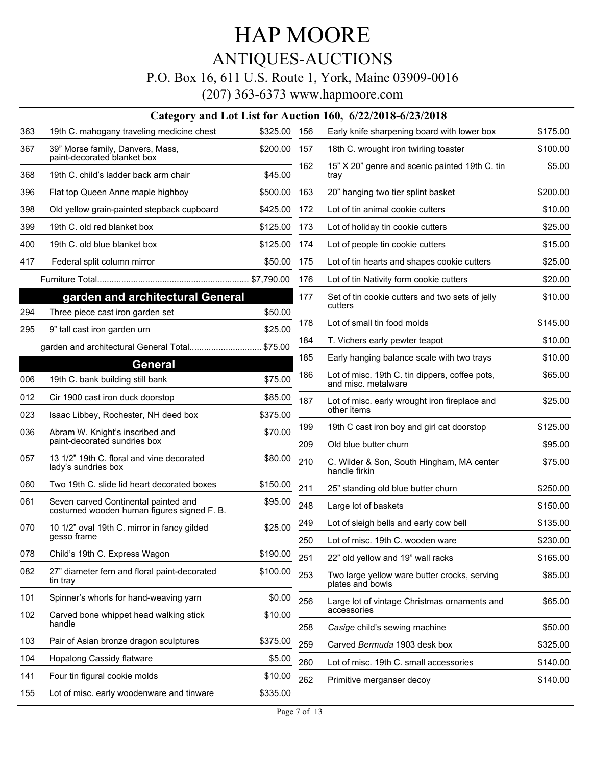# HAP MOORE

## ANTIQUES-AUCTIONS

P.O. Box 16, 611 U.S. Route 1, York, Maine 03909-0016

(207) 363-6373 www.hapmoore.com

### Category and Lot List for Auction 160, 6/22/2018-6/23/2018

| Lot | Description | Price |
|---|---|---|
| 363 | 19th C. mahogany traveling medicine chest | $325.00 |
| 367 | 39" Morse family, Danvers, Mass, paint-decorated blanket box | $200.00 |
| 368 | 19th C. child's ladder back arm chair | $45.00 |
| 396 | Flat top Queen Anne maple highboy | $500.00 |
| 398 | Old yellow grain-painted stepback cupboard | $425.00 |
| 399 | 19th C. old red blanket box | $125.00 |
| 400 | 19th C. old blue blanket box | $125.00 |
| 417 | Federal split column mirror | $50.00 |
| | Furniture Total | $7,790.00 |

## garden and architectural General

| Lot | Description | Price |
|---|---|---|
| 294 | Three piece cast iron garden set | $50.00 |
| 295 | 9" tall cast iron garden urn | $25.00 |
| | garden and architectural General Total | $75.00 |

## General

| Lot | Description | Price |
|---|---|---|
| 006 | 19th C. bank building still bank | $75.00 |
| 012 | Cir 1900 cast iron duck doorstop | $85.00 |
| 023 | Isaac Libbey, Rochester, NH deed box | $375.00 |
| 036 | Abram W. Knight's inscribed and paint-decorated sundries box | $70.00 |
| 057 | 13 1/2" 19th C. floral and vine decorated lady's sundries box | $80.00 |
| 060 | Two 19th C. slide lid heart decorated boxes | $150.00 |
| 061 | Seven carved Continental painted and costumed wooden human figures signed F. B. | $95.00 |
| 070 | 10 1/2" oval 19th C. mirror in fancy gilded gesso frame | $25.00 |
| 078 | Child's 19th C. Express Wagon | $190.00 |
| 082 | 27" diameter fern and floral paint-decorated tin tray | $100.00 |
| 101 | Spinner's whorls for hand-weaving yarn | $0.00 |
| 102 | Carved bone whippet head walking stick handle | $10.00 |
| 103 | Pair of Asian bronze dragon sculptures | $375.00 |
| 104 | Hopalong Cassidy flatware | $5.00 |
| 141 | Four tin figural cookie molds | $10.00 |
| 155 | Lot of misc. early woodenware and tinware | $335.00 |
| 156 | Early knife sharpening board with lower box | $175.00 |
| 157 | 18th C. wrought iron twirling toaster | $100.00 |
| 162 | 15" X 20" genre and scenic painted 19th C. tin tray | $5.00 |
| 163 | 20" hanging two tier splint basket | $200.00 |
| 172 | Lot of tin animal cookie cutters | $10.00 |
| 173 | Lot of holiday tin cookie cutters | $25.00 |
| 174 | Lot of people tin cookie cutters | $15.00 |
| 175 | Lot of tin hearts and shapes cookie cutters | $25.00 |
| 176 | Lot of tin Nativity form cookie cutters | $20.00 |
| 177 | Set of tin cookie cutters and two sets of jelly cutters | $10.00 |
| 178 | Lot of small tin food molds | $145.00 |
| 184 | T. Vichers early pewter teapot | $10.00 |
| 185 | Early hanging balance scale with two trays | $10.00 |
| 186 | Lot of misc. 19th C. tin dippers, coffee pots, and misc. metalware | $65.00 |
| 187 | Lot of misc. early wrought iron fireplace and other items | $25.00 |
| 199 | 19th C cast iron boy and girl cat doorstop | $125.00 |
| 209 | Old blue butter churn | $95.00 |
| 210 | C. Wilder & Son, South Hingham, MA center handle firkin | $75.00 |
| 211 | 25" standing old blue butter churn | $250.00 |
| 248 | Large lot of baskets | $150.00 |
| 249 | Lot of sleigh bells and early cow bell | $135.00 |
| 250 | Lot of misc. 19th C. wooden ware | $230.00 |
| 251 | 22" old yellow and 19" wall racks | $165.00 |
| 253 | Two large yellow ware butter crocks, serving plates and bowls | $85.00 |
| 256 | Large lot of vintage Christmas ornaments and accessories | $65.00 |
| 258 | *Casige* child's sewing machine | $50.00 |
| 259 | Carved *Bermuda* 1903 desk box | $325.00 |
| 260 | Lot of misc. 19th C. small accessories | $140.00 |
| 262 | Primitive merganser decoy | $140.00 |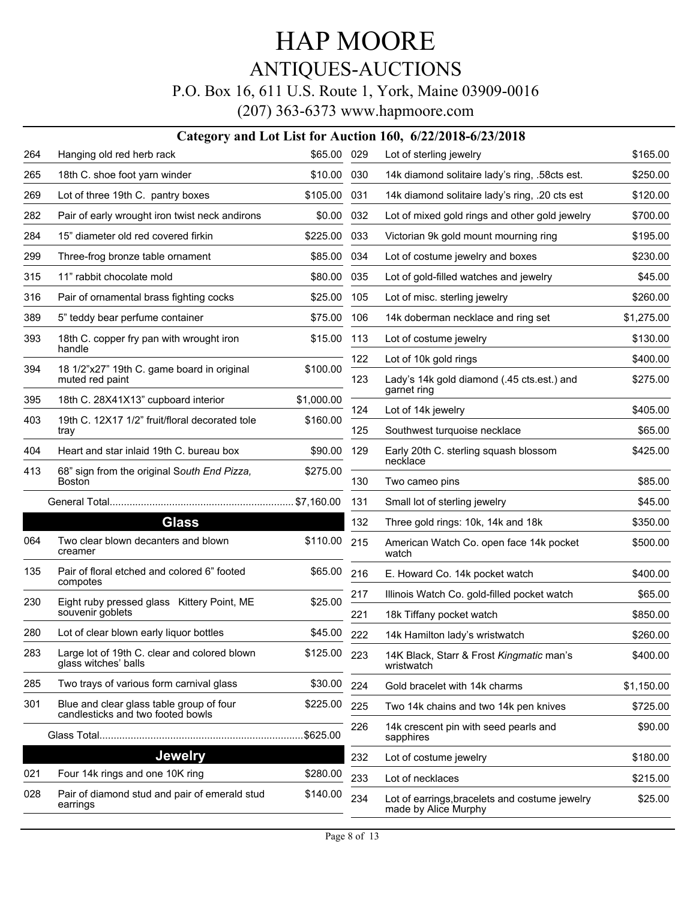# HAP MOORE

## ANTIQUES-AUCTIONS

P.O. Box 16, 611 U.S. Route 1, York, Maine 03909-0016

(207) 363-6373 www.hapmoore.com

### Category and Lot List for Auction 160, 6/22/2018-6/23/2018

| Lot | Description | Price |
|---|---|---|
| 264 | Hanging old red herb rack | $65.00 |
| 265 | 18th C. shoe foot yarn winder | $10.00 |
| 269 | Lot of three 19th C. pantry boxes | $105.00 |
| 282 | Pair of early wrought iron twist neck andirons | $0.00 |
| 284 | 15" diameter old red covered firkin | $225.00 |
| 299 | Three-frog bronze table ornament | $85.00 |
| 315 | 11" rabbit chocolate mold | $80.00 |
| 316 | Pair of ornamental brass fighting cocks | $25.00 |
| 389 | 5" teddy bear perfume container | $75.00 |
| 393 | 18th C. copper fry pan with wrought iron handle | $15.00 |
| 394 | 18 1/2"x27" 19th C. game board in original muted red paint | $100.00 |
| 395 | 18th C. 28X41X13" cupboard interior | $1,000.00 |
| 403 | 19th C. 12X17 1/2" fruit/floral decorated tole tray | $160.00 |
| 404 | Heart and star inlaid 19th C. bureau box | $90.00 |
| 413 | 68" sign from the original S*outh End Pizza,* Boston | $275.00 |
| | General Total | $7,160.00 |

## Glass

| Lot | Description | Price |
|---|---|---|
| 064 | Two clear blown decanters and blown creamer | $110.00 |
| 135 | Pair of floral etched and colored 6" footed compotes | $65.00 |
| 230 | Eight ruby pressed glass Kittery Point, ME souvenir goblets | $25.00 |
| 280 | Lot of clear blown early liquor bottles | $45.00 |
| 283 | Large lot of 19th C. clear and colored blown glass witches' balls | $125.00 |
| 285 | Two trays of various form carnival glass | $30.00 |
| 301 | Blue and clear glass table group of four candlesticks and two footed bowls | $225.00 |
| | Glass Total | $625.00 |

## Jewelry

| Lot | Description | Price |
|---|---|---|
| 021 | Four 14k rings and one 10K ring | $280.00 |
| 028 | Pair of diamond stud and pair of emerald stud earrings | $140.00 |
| 029 | Lot of sterling jewelry | $165.00 |
| 030 | 14k diamond solitaire lady's ring, .58cts est. | $250.00 |
| 031 | 14k diamond solitaire lady's ring, .20 cts est | $120.00 |
| 032 | Lot of mixed gold rings and other gold jewelry | $700.00 |
| 033 | Victorian 9k gold mount mourning ring | $195.00 |
| 034 | Lot of costume jewelry and boxes | $230.00 |
| 035 | Lot of gold-filled watches and jewelry | $45.00 |
| 105 | Lot of misc. sterling jewelry | $260.00 |
| 106 | 14k doberman necklace and ring set | $1,275.00 |
| 113 | Lot of costume jewelry | $130.00 |
| 122 | Lot of 10k gold rings | $400.00 |
| 123 | Lady's 14k gold diamond (.45 cts.est.) and garnet ring | $275.00 |
| 124 | Lot of 14k jewelry | $405.00 |
| 125 | Southwest turquoise necklace | $65.00 |
| 129 | Early 20th C. sterling squash blossom necklace | $425.00 |
| 130 | Two cameo pins | $85.00 |
| 131 | Small lot of sterling jewelry | $45.00 |
| 132 | Three gold rings: 10k, 14k and 18k | $350.00 |
| 215 | American Watch Co. open face 14k pocket watch | $500.00 |
| 216 | E. Howard Co. 14k pocket watch | $400.00 |
| 217 | Illinois Watch Co. gold-filled pocket watch | $65.00 |
| 221 | 18k Tiffany pocket watch | $850.00 |
| 222 | 14k Hamilton lady's wristwatch | $260.00 |
| 223 | 14K Black, Starr & Frost *Kingmatic* man's wristwatch | $400.00 |
| 224 | Gold bracelet with 14k charms | $1,150.00 |
| 225 | Two 14k chains and two 14k pen knives | $725.00 |
| 226 | 14k crescent pin with seed pearls and sapphires | $90.00 |
| 232 | Lot of costume jewelry | $180.00 |
| 233 | Lot of necklaces | $215.00 |
| 234 | Lot of earrings,bracelets and costume jewelry made by Alice Murphy | $25.00 |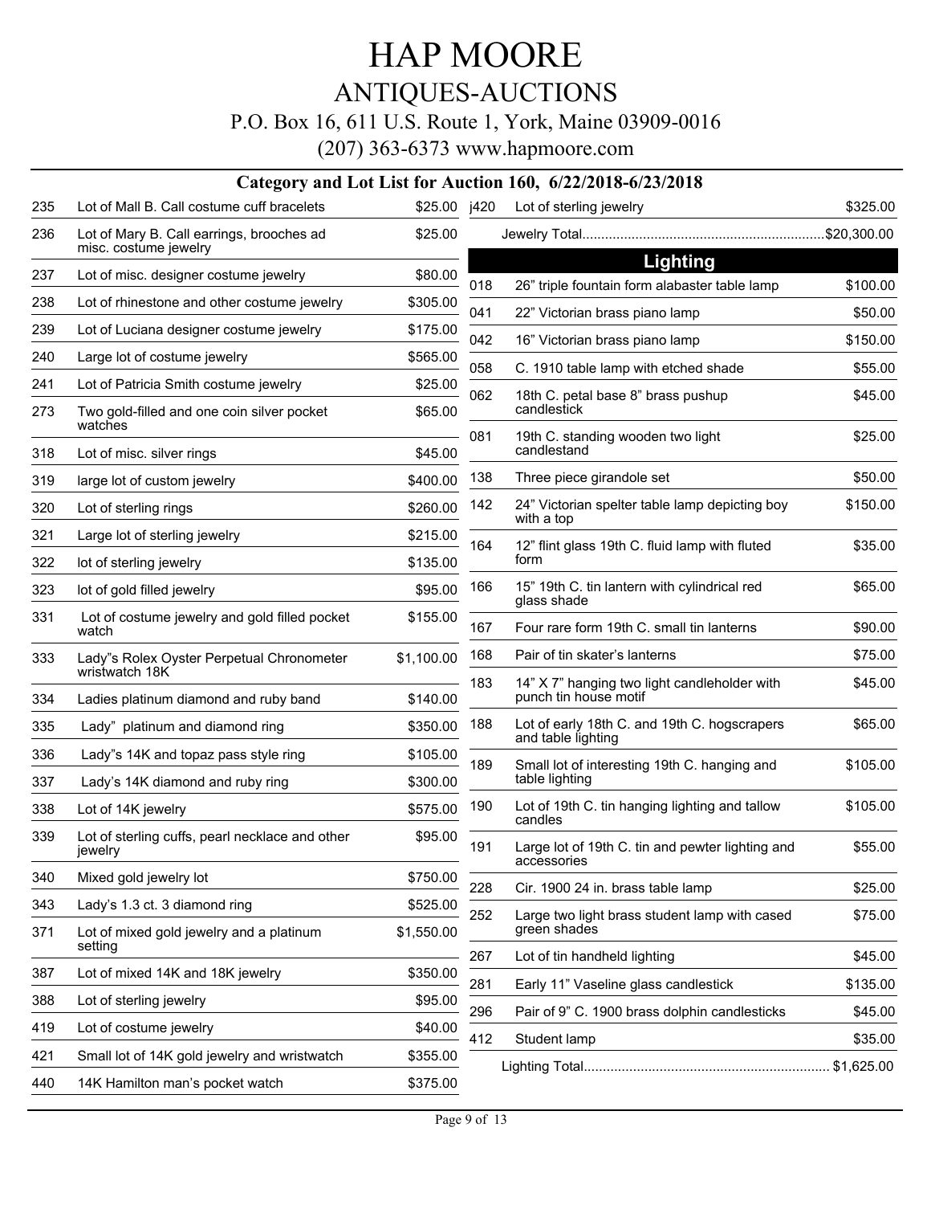# HAP MOORE

## ANTIQUES-AUCTIONS

P.O. Box 16, 611 U.S. Route 1, York, Maine 03909-0016

(207) 363-6373 www.hapmoore.com

### Category and Lot List for Auction 160, 6/22/2018-6/23/2018

| Lot | Description | Price |
|---|---|---|
| 235 | Lot of Mall B. Call costume cuff bracelets | $25.00 |
| 236 | Lot of Mary B. Call earrings, brooches ad misc. costume jewelry | $25.00 |
| 237 | Lot of misc. designer costume jewelry | $80.00 |
| 238 | Lot of rhinestone and other costume jewelry | $305.00 |
| 239 | Lot of Luciana designer costume jewelry | $175.00 |
| 240 | Large lot of costume jewelry | $565.00 |
| 241 | Lot of Patricia Smith costume jewelry | $25.00 |
| 273 | Two gold-filled and one coin silver pocket watches | $65.00 |
| 318 | Lot of misc. silver rings | $45.00 |
| 319 | large lot of custom jewelry | $400.00 |
| 320 | Lot of sterling rings | $260.00 |
| 321 | Large lot of sterling jewelry | $215.00 |
| 322 | lot of sterling jewelry | $135.00 |
| 323 | lot of gold filled jewelry | $95.00 |
| 331 | Lot of costume jewelry and gold filled pocket watch | $155.00 |
| 333 | Lady"s Rolex Oyster Perpetual Chronometer wristwatch 18K | $1,100.00 |
| 334 | Ladies platinum diamond and ruby band | $140.00 |
| 335 | Lady" platinum and diamond ring | $350.00 |
| 336 | Lady"s 14K and topaz pass style ring | $105.00 |
| 337 | Lady's 14K diamond and ruby ring | $300.00 |
| 338 | Lot of 14K jewelry | $575.00 |
| 339 | Lot of sterling cuffs, pearl necklace and other jewelry | $95.00 |
| 340 | Mixed gold jewelry lot | $750.00 |
| 343 | Lady's 1.3 ct. 3 diamond ring | $525.00 |
| 371 | Lot of mixed gold jewelry and a platinum setting | $1,550.00 |
| 387 | Lot of mixed 14K and 18K jewelry | $350.00 |
| 388 | Lot of sterling jewelry | $95.00 |
| 419 | Lot of costume jewelry | $40.00 |
| 421 | Small lot of 14K gold jewelry and wristwatch | $355.00 |
| 440 | 14K Hamilton man's pocket watch | $375.00 |
| j420 | Lot of sterling jewelry | $325.00 |

Jewelry Total...............................................................$20,300.00

## Lighting

| Lot | Description | Price |
|---|---|---|
| 018 | 26" triple fountain form alabaster table lamp | $100.00 |
| 041 | 22" Victorian brass piano lamp | $50.00 |
| 042 | 16" Victorian brass piano lamp | $150.00 |
| 058 | C. 1910 table lamp with etched shade | $55.00 |
| 062 | 18th C. petal base 8" brass pushup candlestick | $45.00 |
| 081 | 19th C. standing wooden two light candlestand | $25.00 |
| 138 | Three piece girandole set | $50.00 |
| 142 | 24" Victorian spelter table lamp depicting boy with a top | $150.00 |
| 164 | 12" flint glass 19th C. fluid lamp with fluted form | $35.00 |
| 166 | 15" 19th C. tin lantern with cylindrical red glass shade | $65.00 |
| 167 | Four rare form 19th C. small tin lanterns | $90.00 |
| 168 | Pair of tin skater's lanterns | $75.00 |
| 183 | 14" X 7" hanging two light candleholder with punch tin house motif | $45.00 |
| 188 | Lot of early 18th C. and 19th C. hogscrapers and table lighting | $65.00 |
| 189 | Small lot of interesting 19th C. hanging and table lighting | $105.00 |
| 190 | Lot of 19th C. tin hanging lighting and tallow candles | $105.00 |
| 191 | Large lot of 19th C. tin and pewter lighting and accessories | $55.00 |
| 228 | Cir. 1900 24 in. brass table lamp | $25.00 |
| 252 | Large two light brass student lamp with cased green shades | $75.00 |
| 267 | Lot of tin handheld lighting | $45.00 |
| 281 | Early 11" Vaseline glass candlestick | $135.00 |
| 296 | Pair of 9" C. 1900 brass dolphin candlesticks | $45.00 |
| 412 | Student lamp | $35.00 |

Lighting Total............................................................... $1,625.00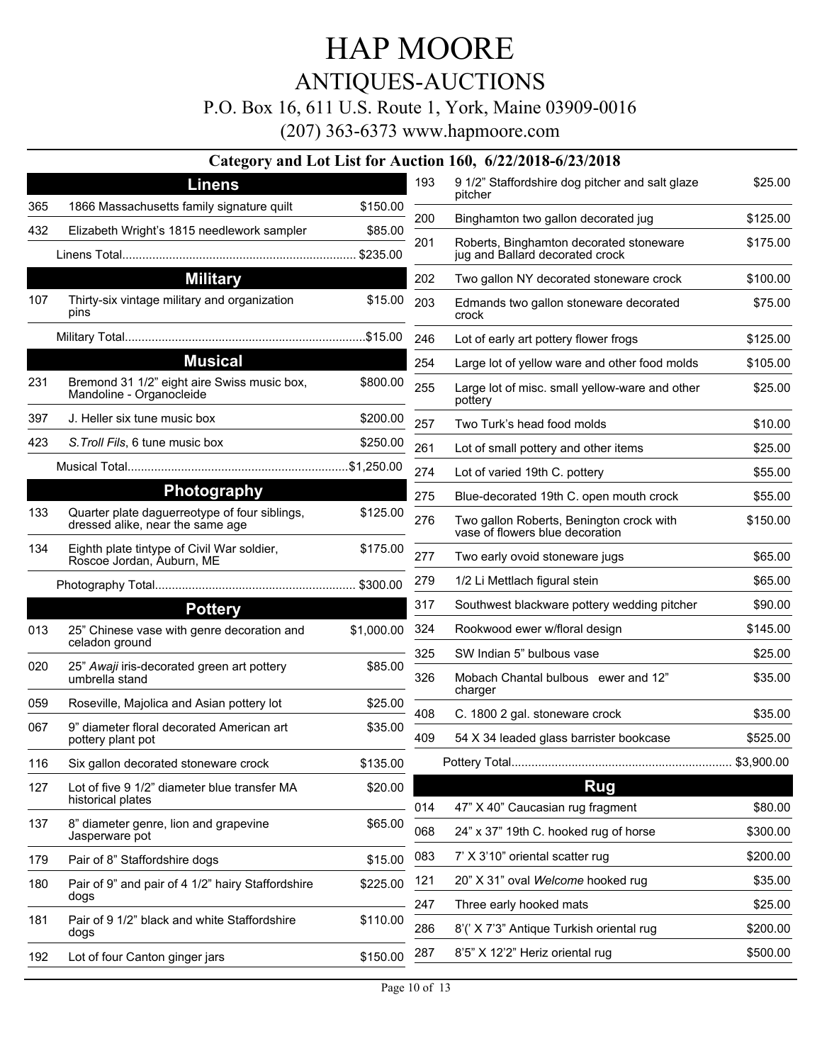# HAP MOORE

## ANTIQUES-AUCTIONS

P.O. Box 16, 611 U.S. Route 1, York, Maine 03909-0016

(207) 363-6373 www.hapmoore.com

### Category and Lot List for Auction 160, 6/22/2018-6/23/2018

#### Linens

| Lot | Description | Price |
|---|---|---|
| 365 | 1866 Massachusetts family signature quilt | $150.00 |
| 432 | Elizabeth Wright's 1815 needlework sampler | $85.00 |
| | Linens Total | $235.00 |

#### Military

| Lot | Description | Price |
|---|---|---|
| 107 | Thirty-six vintage military and organization pins | $15.00 |
| | Military Total | $15.00 |

#### Musical

| Lot | Description | Price |
|---|---|---|
| 231 | Bremond 31 1/2" eight aire Swiss music box, Mandoline - Organocleide | $800.00 |
| 397 | J. Heller six tune music box | $200.00 |
| 423 | *S.Troll Fils*, 6 tune music box | $250.00 |
| | Musical Total | $1,250.00 |

#### Photography

| Lot | Description | Price |
|---|---|---|
| 133 | Quarter plate daguerreotype of four siblings, dressed alike, near the same age | $125.00 |
| 134 | Eighth plate tintype of Civil War soldier, Roscoe Jordan, Auburn, ME | $175.00 |
| | Photography Total | $300.00 |

#### Pottery

| Lot | Description | Price |
|---|---|---|
| 013 | 25" Chinese vase with genre decoration and celadon ground | $1,000.00 |
| 020 | 25" *Awaji* iris-decorated green art pottery umbrella stand | $85.00 |
| 059 | Roseville, Majolica and Asian pottery lot | $25.00 |
| 067 | 9" diameter floral decorated American art pottery plant pot | $35.00 |
| 116 | Six gallon decorated stoneware crock | $135.00 |
| 127 | Lot of five 9 1/2" diameter blue transfer MA historical plates | $20.00 |
| 137 | 8" diameter genre, lion and grapevine Jasperware pot | $65.00 |
| 179 | Pair of 8" Staffordshire dogs | $15.00 |
| 180 | Pair of 9" and pair of 4 1/2" hairy Staffordshire dogs | $225.00 |
| 181 | Pair of 9 1/2" black and white Staffordshire dogs | $110.00 |
| 192 | Lot of four Canton ginger jars | $150.00 |
| 193 | 9 1/2" Staffordshire dog pitcher and salt glaze pitcher | $25.00 |
| 200 | Binghamton two gallon decorated jug | $125.00 |
| 201 | Roberts, Binghamton decorated stoneware jug and Ballard decorated crock | $175.00 |
| 202 | Two gallon NY decorated stoneware crock | $100.00 |
| 203 | Edmands two gallon stoneware decorated crock | $75.00 |
| 246 | Lot of early art pottery flower frogs | $125.00 |
| 254 | Large lot of yellow ware and other food molds | $105.00 |
| 255 | Large lot of misc. small yellow-ware and other pottery | $25.00 |
| 257 | Two Turk's head food molds | $10.00 |
| 261 | Lot of small pottery and other items | $25.00 |
| 274 | Lot of varied 19th C. pottery | $55.00 |
| 275 | Blue-decorated 19th C. open mouth crock | $55.00 |
| 276 | Two gallon Roberts, Benington crock with vase of flowers blue decoration | $150.00 |
| 277 | Two early ovoid stoneware jugs | $65.00 |
| 279 | 1/2 Li Mettlach figural stein | $65.00 |
| 317 | Southwest blackware pottery wedding pitcher | $90.00 |
| 324 | Rookwood ewer w/floral design | $145.00 |
| 325 | SW Indian 5" bulbous vase | $25.00 |
| 326 | Mobach Chantal bulbous ewer and 12" charger | $35.00 |
| 408 | C. 1800 2 gal. stoneware crock | $35.00 |
| 409 | 54 X 34 leaded glass barrister bookcase | $525.00 |
| | Pottery Total | $3,900.00 |

#### Rug

| Lot | Description | Price |
|---|---|---|
| 014 | 47" X 40" Caucasian rug fragment | $80.00 |
| 068 | 24" x 37" 19th C. hooked rug of horse | $300.00 |
| 083 | 7' X 3'10" oriental scatter rug | $200.00 |
| 121 | 20" X 31" oval *Welcome* hooked rug | $35.00 |
| 247 | Three early hooked mats | $25.00 |
| 286 | 8'(' X 7'3" Antique Turkish oriental rug | $200.00 |
| 287 | 8'5" X 12'2" Heriz oriental rug | $500.00 |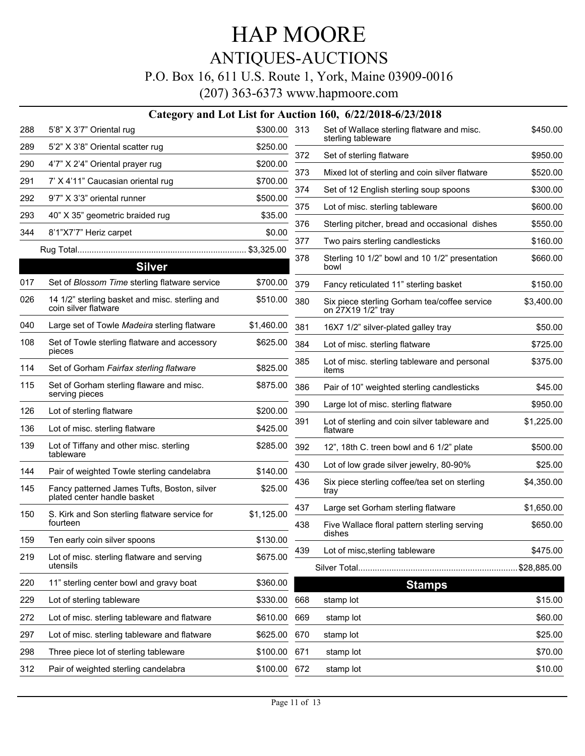# HAP MOORE

## ANTIQUES-AUCTIONS

P.O. Box 16, 611 U.S. Route 1, York, Maine 03909-0016

(207) 363-6373 www.hapmoore.com

### Category and Lot List for Auction 160, 6/22/2018-6/23/2018

| Lot | Description | Price |
|---|---|---|
| 288 | 5'8" X 3'7" Oriental rug | $300.00 |
| 289 | 5'2" X 3'8" Oriental scatter rug | $250.00 |
| 290 | 4'7" X 2'4" Oriental prayer rug | $200.00 |
| 291 | 7' X 4'11" Caucasian oriental rug | $700.00 |
| 292 | 9'7" X 3'3" oriental runner | $500.00 |
| 293 | 40" X 35" geometric braided rug | $35.00 |
| 344 | 8'1"X7'7" Heriz carpet | $0.00 |
| | Rug Total | $3,325.00 |

## Silver

| Lot | Description | Price |
|---|---|---|
| 017 | Set of *Blossom Time* sterling flatware service | $700.00 |
| 026 | 14 1/2" sterling basket and misc. sterling and coin silver flatware | $510.00 |
| 040 | Large set of Towle *Madeira* sterling flatware | $1,460.00 |
| 108 | Set of Towle sterling flatware and accessory pieces | $625.00 |
| 114 | Set of Gorham *Fairfax sterling flatware* | $825.00 |
| 115 | Set of Gorham sterling flaware and misc. serving pieces | $875.00 |
| 126 | Lot of sterling flatware | $200.00 |
| 136 | Lot of misc. sterling flatware | $425.00 |
| 139 | Lot of Tiffany and other misc. sterling tableware | $285.00 |
| 144 | Pair of weighted Towle sterling candelabra | $140.00 |
| 145 | Fancy patterned James Tufts, Boston, silver plated center handle basket | $25.00 |
| 150 | S. Kirk and Son sterling flatware service for fourteen | $1,125.00 |
| 159 | Ten early coin silver spoons | $130.00 |
| 219 | Lot of misc. sterling flatware and serving utensils | $675.00 |
| 220 | 11" sterling center bowl and gravy boat | $360.00 |
| 229 | Lot of sterling tableware | $330.00 |
| 272 | Lot of misc. sterling tableware and flatware | $610.00 |
| 297 | Lot of misc. sterling tableware and flatware | $625.00 |
| 298 | Three piece lot of sterling tableware | $100.00 |
| 312 | Pair of weighted sterling candelabra | $100.00 |
| 313 | Set of Wallace sterling flatware and misc. sterling tableware | $450.00 |
| 372 | Set of sterling flatware | $950.00 |
| 373 | Mixed lot of sterling and coin silver flatware | $520.00 |
| 374 | Set of 12 English sterling soup spoons | $300.00 |
| 375 | Lot of misc. sterling tableware | $600.00 |
| 376 | Sterling pitcher, bread and occasional dishes | $550.00 |
| 377 | Two pairs sterling candlesticks | $160.00 |
| 378 | Sterling 10 1/2" bowl and 10 1/2" presentation bowl | $660.00 |
| 379 | Fancy reticulated 11" sterling basket | $150.00 |
| 380 | Six piece sterling Gorham tea/coffee service on 27X19 1/2" tray | $3,400.00 |
| 381 | 16X7 1/2" silver-plated galley tray | $50.00 |
| 384 | Lot of misc. sterling flatware | $725.00 |
| 385 | Lot of misc. sterling tableware and personal items | $375.00 |
| 386 | Pair of 10" weighted sterling candlesticks | $45.00 |
| 390 | Large lot of misc. sterling flatware | $950.00 |
| 391 | Lot of sterling and coin silver tableware and flatware | $1,225.00 |
| 392 | 12", 18th C. treen bowl and 6 1/2" plate | $500.00 |
| 430 | Lot of low grade silver jewelry, 80-90% | $25.00 |
| 436 | Six piece sterling coffee/tea set on sterling tray | $4,350.00 |
| 437 | Large set Gorham sterling flatware | $1,650.00 |
| 438 | Five Wallace floral pattern sterling serving dishes | $650.00 |
| 439 | Lot of misc,sterling tableware | $475.00 |
| | Silver Total | $28,885.00 |

## Stamps

| Lot | Description | Price |
|---|---|---|
| 668 | stamp lot | $15.00 |
| 669 | stamp lot | $60.00 |
| 670 | stamp lot | $25.00 |
| 671 | stamp lot | $70.00 |
| 672 | stamp lot | $10.00 |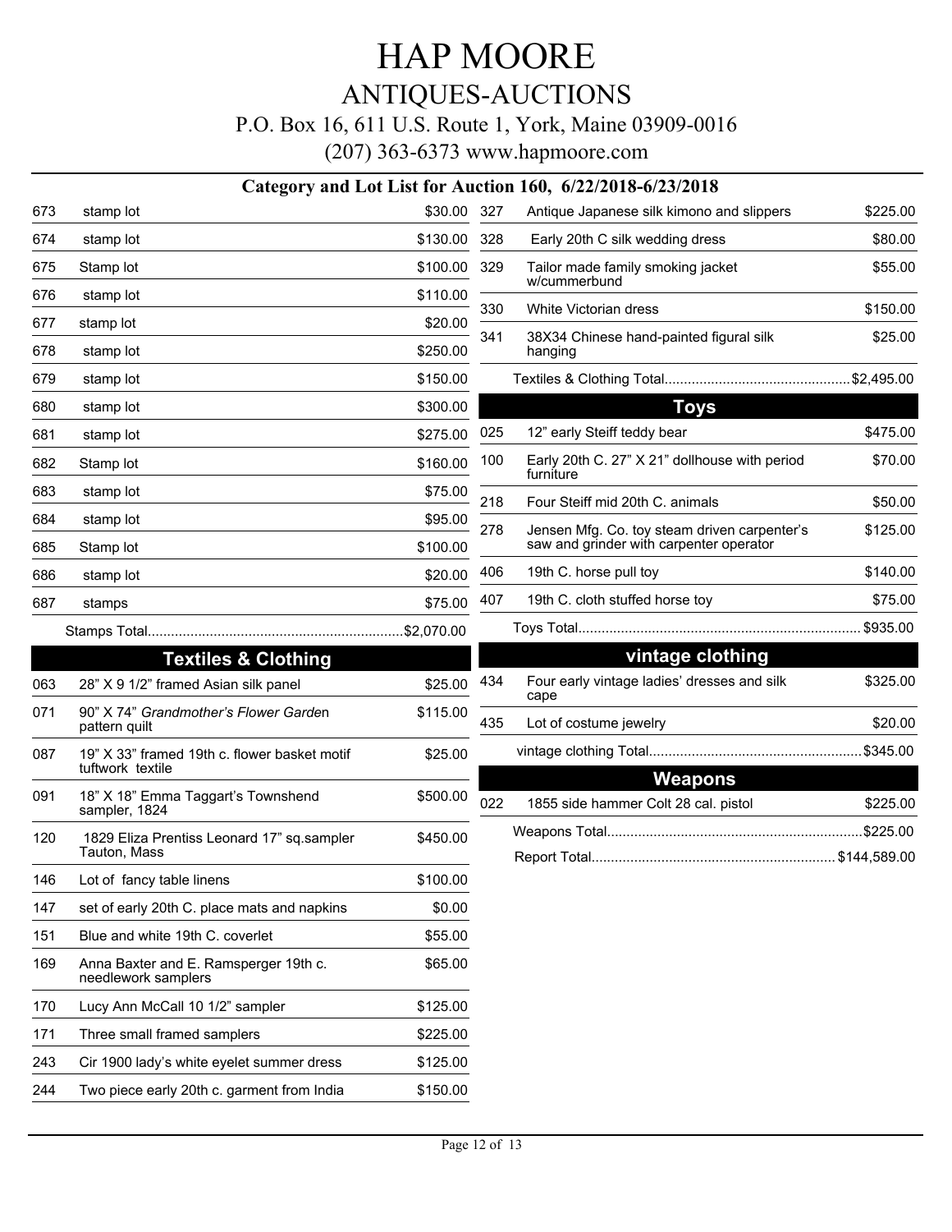# HAP MOORE

## ANTIQUES-AUCTIONS

P.O. Box 16, 611 U.S. Route 1, York, Maine 03909-0016

(207) 363-6373 www.hapmoore.com

### Category and Lot List for Auction 160, 6/22/2018-6/23/2018

| | | |
|---|---|---|
| 673 | stamp lot | $30.00 |
| 674 | stamp lot | $130.00 |
| 675 | Stamp lot | $100.00 |
| 676 | stamp lot | $110.00 |
| 677 | stamp lot | $20.00 |
| 678 | stamp lot | $250.00 |
| 679 | stamp lot | $150.00 |
| 680 | stamp lot | $300.00 |
| 681 | stamp lot | $275.00 |
| 682 | Stamp lot | $160.00 |
| 683 | stamp lot | $75.00 |
| 684 | stamp lot | $95.00 |
| 685 | Stamp lot | $100.00 |
| 686 | stamp lot | $20.00 |
| 687 | stamps | $75.00 |
| | Stamps Total | $2,070.00 |

## Textiles & Clothing

| | | |
|---|---|---|
| 063 | 28" X 9 1/2" framed Asian silk panel | $25.00 |
| 071 | 90" X 74" *Grandmother's Flower Garde*n pattern quilt | $115.00 |
| 087 | 19" X 33" framed 19th c. flower basket motif tuftwork textile | $25.00 |
| 091 | 18" X 18" Emma Taggart's Townshend sampler, 1824 | $500.00 |
| 120 | 1829 Eliza Prentiss Leonard 17" sq.sampler Tauton, Mass | $450.00 |
| 146 | Lot of fancy table linens | $100.00 |
| 147 | set of early 20th C. place mats and napkins | $0.00 |
| 151 | Blue and white 19th C. coverlet | $55.00 |
| 169 | Anna Baxter and E. Ramsperger 19th c. needlework samplers | $65.00 |
| 170 | Lucy Ann McCall 10 1/2" sampler | $125.00 |
| 171 | Three small framed samplers | $225.00 |
| 243 | Cir 1900 lady's white eyelet summer dress | $125.00 |
| 244 | Two piece early 20th c. garment from India | $150.00 |
| 327 | Antique Japanese silk kimono and slippers | $225.00 |
| 328 | Early 20th C silk wedding dress | $80.00 |
| 329 | Tailor made family smoking jacket w/cummerbund | $55.00 |
| 330 | White Victorian dress | $150.00 |
| 341 | 38X34 Chinese hand-painted figural silk hanging | $25.00 |
| | Textiles & Clothing Total | $2,495.00 |

## Toys

| | | |
|---|---|---|
| 025 | 12" early Steiff teddy bear | $475.00 |
| 100 | Early 20th C. 27" X 21" dollhouse with period furniture | $70.00 |
| 218 | Four Steiff mid 20th C. animals | $50.00 |
| 278 | Jensen Mfg. Co. toy steam driven carpenter's saw and grinder with carpenter operator | $125.00 |
| 406 | 19th C. horse pull toy | $140.00 |
| 407 | 19th C. cloth stuffed horse toy | $75.00 |
| | Toys Total | $935.00 |

## vintage clothing

| | | |
|---|---|---|
| 434 | Four early vintage ladies' dresses and silk cape | $325.00 |
| 435 | Lot of costume jewelry | $20.00 |
| | vintage clothing Total | $345.00 |

## Weapons

| | | |
|---|---|---|
| 022 | 1855 side hammer Colt 28 cal. pistol | $225.00 |
| | Weapons Total | $225.00 |
| | Report Total | $144,589.00 |